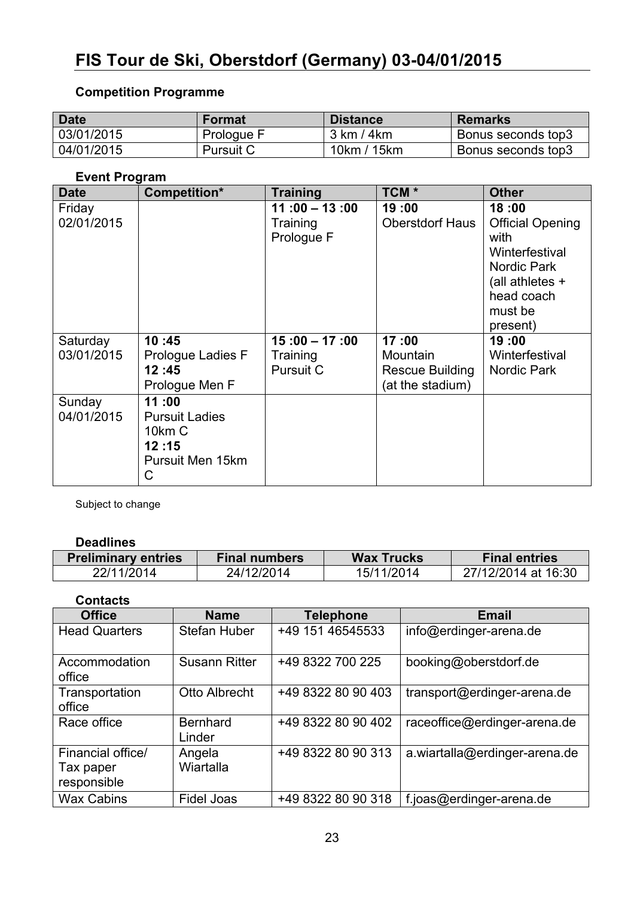# FIS Tour de Ski, Oberstdorf (Germany) 03-04/01/2015

### Competition Programme

| Date | Format | Distance | Remarks |
| --- | --- | --- | --- |
| 03/01/2015 | Prologue F | 3 km / 4km | Bonus seconds top3 |
| 04/01/2015 | Pursuit C | 10km / 15km | Bonus seconds top3 |

### Event Program

| Date | Competition* | Training | TCM * | Other |
| --- | --- | --- | --- | --- |
| Friday 02/01/2015 | | **11 :00 – 13 :00** Training Prologue F | **19 :00** Oberstdorf Haus | **18 :00** Official Opening with Winterfestival Nordic Park (all athletes + head coach must be present) |
| Saturday 03/01/2015 | **10 :45** Prologue Ladies F **12 :45** Prologue Men F | **15 :00 – 17 :00** Training Pursuit C | **17 :00** Mountain Rescue Building (at the stadium) | **19 :00** Winterfestival Nordic Park |
| Sunday 04/01/2015 | **11 :00** Pursuit Ladies 10km C **12 :15** Pursuit Men 15km C | | | |

Subject to change

### Deadlines

| Preliminary entries | Final numbers | Wax Trucks | Final entries |
| --- | --- | --- | --- |
| 22/11/2014 | 24/12/2014 | 15/11/2014 | 27/12/2014 at 16:30 |

### Contacts

| Office | Name | Telephone | Email |
| --- | --- | --- | --- |
| Head Quarters | Stefan Huber | +49 151 46545533 | info@erdinger-arena.de |
| Accommodation office | Susann Ritter | +49 8322 700 225 | booking@oberstdorf.de |
| Transportation office | Otto Albrecht | +49 8322 80 90 403 | transport@erdinger-arena.de |
| Race office | Bernhard Linder | +49 8322 80 90 402 | raceoffice@erdinger-arena.de |
| Financial office/ Tax paper responsible | Angela Wiartalla | +49 8322 80 90 313 | a.wiartalla@erdinger-arena.de |
| Wax Cabins | Fidel Joas | +49 8322 80 90 318 | f.joas@erdinger-arena.de |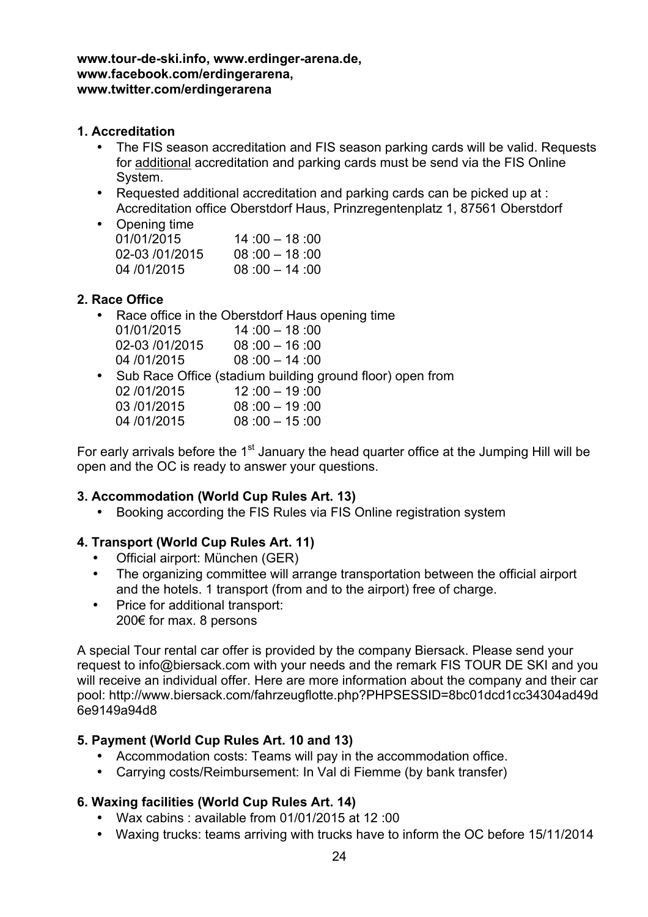**www.tour-de-ski.info, www.erdinger-arena.de,**
**www.facebook.com/erdingerarena,**
**www.twitter.com/erdingerarena**

### 1. Accreditation

- The FIS season accreditation and FIS season parking cards will be valid. Requests for additional accreditation and parking cards must be send via the FIS Online System.
- Requested additional accreditation and parking cards can be picked up at : Accreditation office Oberstdorf Haus, Prinzregentenplatz 1, 87561 Oberstdorf
- Opening time

| | |
|---|---|
| 01/01/2015 | 14 :00 – 18 :00 |
| 02-03 /01/2015 | 08 :00 – 18 :00 |
| 04 /01/2015 | 08 :00 – 14 :00 |

### 2. Race Office

- Race office in the Oberstdorf Haus opening time

| | |
|---|---|
| 01/01/2015 | 14 :00 – 18 :00 |
| 02-03 /01/2015 | 08 :00 – 16 :00 |
| 04 /01/2015 | 08 :00 – 14 :00 |

- Sub Race Office (stadium building ground floor) open from

| | |
|---|---|
| 02 /01/2015 | 12 :00 – 19 :00 |
| 03 /01/2015 | 08 :00 – 19 :00 |
| 04 /01/2015 | 08 :00 – 15 :00 |

For early arrivals before the 1st January the head quarter office at the Jumping Hill will be open and the OC is ready to answer your questions.

### 3. Accommodation (World Cup Rules Art. 13)

- Booking according the FIS Rules via FIS Online registration system

### 4. Transport (World Cup Rules Art. 11)

- Official airport: München (GER)
- The organizing committee will arrange transportation between the official airport and the hotels. 1 transport (from and to the airport) free of charge.
- Price for additional transport:
  200€ for max. 8 persons

A special Tour rental car offer is provided by the company Biersack. Please send your request to info@biersack.com with your needs and the remark FIS TOUR DE SKI and you will receive an individual offer. Here are more information about the company and their car pool: http://www.biersack.com/fahrzeugflotte.php?PHPSESSID=8bc01dcd1cc34304ad49d6e9149a94d8

### 5. Payment (World Cup Rules Art. 10 and 13)

- Accommodation costs: Teams will pay in the accommodation office.
- Carrying costs/Reimbursement: In Val di Fiemme (by bank transfer)

### 6. Waxing facilities (World Cup Rules Art. 14)

- Wax cabins : available from 01/01/2015 at 12 :00
- Waxing trucks: teams arriving with trucks have to inform the OC before 15/11/2014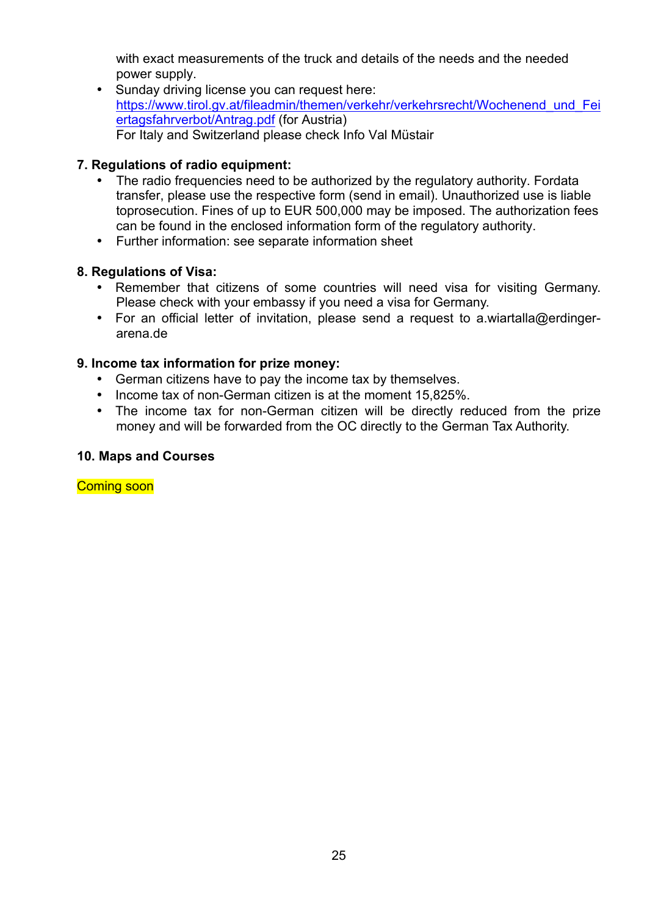with exact measurements of the truck and details of the needs and the needed power supply.

- Sunday driving license you can request here: https://www.tirol.gv.at/fileadmin/themen/verkehr/verkehrsrecht/Wochenend_und_Feiertagsfahrverbot/Antrag.pdf (for Austria)
  For Italy and Switzerland please check Info Val Müstair

**7. Regulations of radio equipment:**

- The radio frequencies need to be authorized by the regulatory authority. Fordata transfer, please use the respective form (send in email). Unauthorized use is liable toprosecution. Fines of up to EUR 500,000 may be imposed. The authorization fees can be found in the enclosed information form of the regulatory authority.
- Further information: see separate information sheet

**8. Regulations of Visa:**

- Remember that citizens of some countries will need visa for visiting Germany. Please check with your embassy if you need a visa for Germany.
- For an official letter of invitation, please send a request to a.wiartalla@erdinger-arena.de

**9. Income tax information for prize money:**

- German citizens have to pay the income tax by themselves.
- Income tax of non-German citizen is at the moment 15,825%.
- The income tax for non-German citizen will be directly reduced from the prize money and will be forwarded from the OC directly to the German Tax Authority.

**10. Maps and Courses**

Coming soon